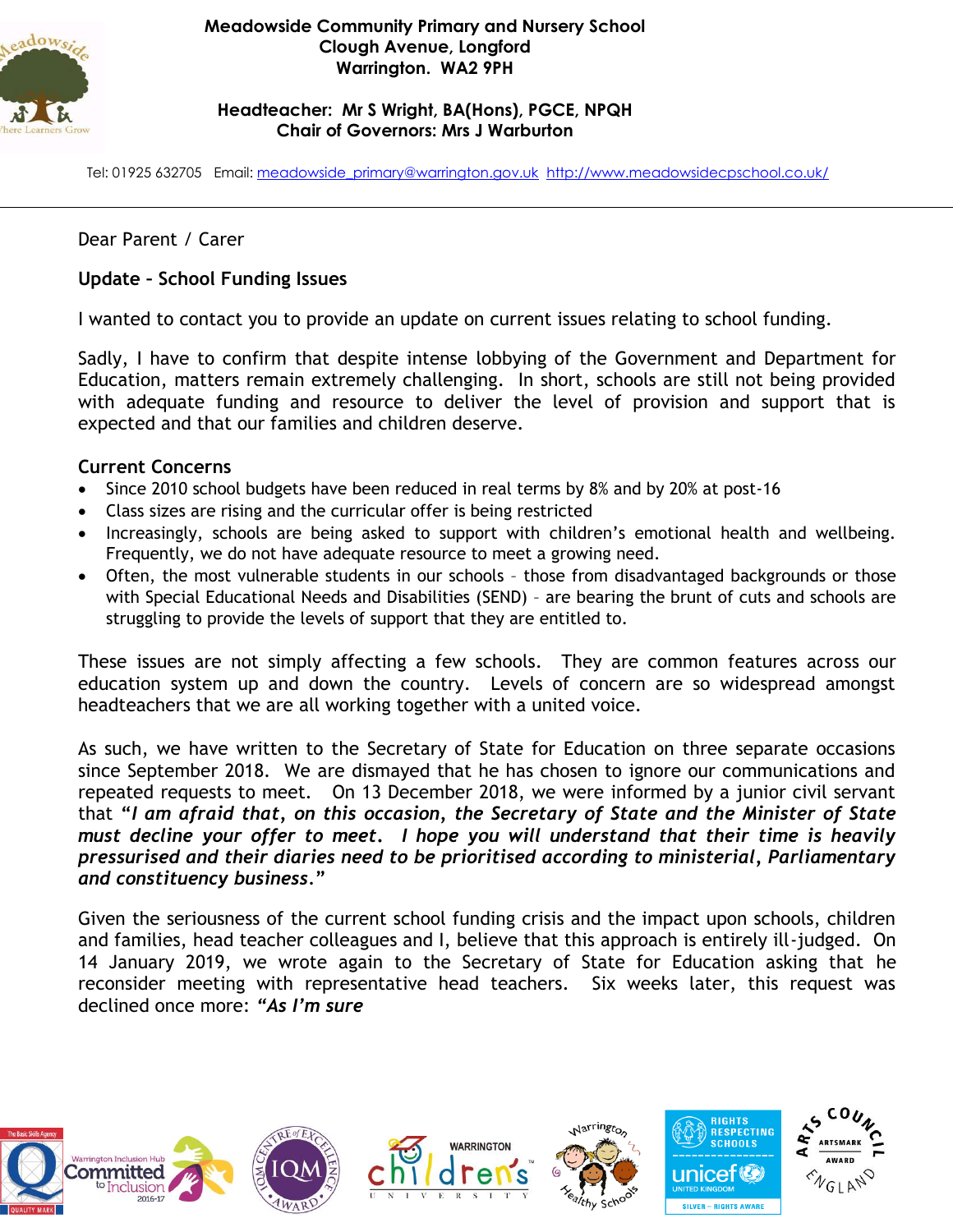**Meadowside Community Primary and Nursery School**
**Clough Avenue, Longford**
**Warrington. WA2 9PH**

**Headteacher: Mr S Wright, BA(Hons), PGCE, NPQH**
**Chair of Governors: Mrs J Warburton**

Tel: 01925 632705 Email: meadowside_primary@warrington.gov.uk http://www.meadowsidecpschool.co.uk/

Dear Parent / Carer

**Update – School Funding Issues**

I wanted to contact you to provide an update on current issues relating to school funding.

Sadly, I have to confirm that despite intense lobbying of the Government and Department for Education, matters remain extremely challenging. In short, schools are still not being provided with adequate funding and resource to deliver the level of provision and support that is expected and that our families and children deserve.

**Current Concerns**

- Since 2010 school budgets have been reduced in real terms by 8% and by 20% at post-16
- Class sizes are rising and the curricular offer is being restricted
- Increasingly, schools are being asked to support with children's emotional health and wellbeing. Frequently, we do not have adequate resource to meet a growing need.
- Often, the most vulnerable students in our schools – those from disadvantaged backgrounds or those with Special Educational Needs and Disabilities (SEND) – are bearing the brunt of cuts and schools are struggling to provide the levels of support that they are entitled to.

These issues are not simply affecting a few schools. They are common features across our education system up and down the country. Levels of concern are so widespread amongst headteachers that we are all working together with a united voice.

As such, we have written to the Secretary of State for Education on three separate occasions since September 2018. We are dismayed that he has chosen to ignore our communications and repeated requests to meet. On 13 December 2018, we were informed by a junior civil servant that ***"I am afraid that, on this occasion, the Secretary of State and the Minister of State must decline your offer to meet. I hope you will understand that their time is heavily pressurised and their diaries need to be prioritised according to ministerial, Parliamentary and constituency business."***

Given the seriousness of the current school funding crisis and the impact upon schools, children and families, head teacher colleagues and I, believe that this approach is entirely ill-judged. On 14 January 2019, we wrote again to the Secretary of State for Education asking that he reconsider meeting with representative head teachers. Six weeks later, this request was declined once more: ***"As I'm sure***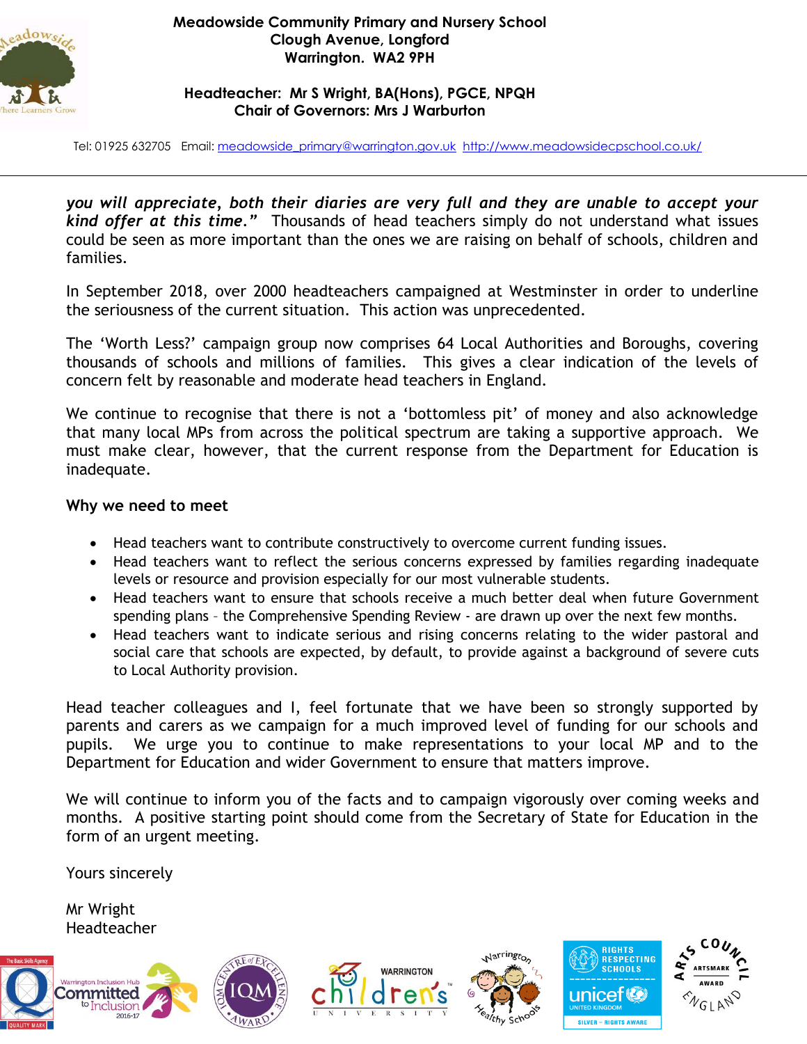**Meadowside Community Primary and Nursery School**
**Clough Avenue, Longford**
**Warrington. WA2 9PH**

**Headteacher: Mr S Wright, BA(Hons), PGCE, NPQH**
**Chair of Governors: Mrs J Warburton**

Tel: 01925 632705 Email: meadowside_primary@warrington.gov.uk http://www.meadowsidecpschool.co.uk/

***you will appreciate, both their diaries are very full and they are unable to accept your kind offer at this time."*** Thousands of head teachers simply do not understand what issues could be seen as more important than the ones we are raising on behalf of schools, children and families.

In September 2018, over 2000 headteachers campaigned at Westminster in order to underline the seriousness of the current situation. This action was unprecedented.

The 'Worth Less?' campaign group now comprises 64 Local Authorities and Boroughs, covering thousands of schools and millions of families. This gives a clear indication of the levels of concern felt by reasonable and moderate head teachers in England.

We continue to recognise that there is not a 'bottomless pit' of money and also acknowledge that many local MPs from across the political spectrum are taking a supportive approach. We must make clear, however, that the current response from the Department for Education is inadequate.

**Why we need to meet**

- Head teachers want to contribute constructively to overcome current funding issues.
- Head teachers want to reflect the serious concerns expressed by families regarding inadequate levels or resource and provision especially for our most vulnerable students.
- Head teachers want to ensure that schools receive a much better deal when future Government spending plans – the Comprehensive Spending Review - are drawn up over the next few months.
- Head teachers want to indicate serious and rising concerns relating to the wider pastoral and social care that schools are expected, by default, to provide against a background of severe cuts to Local Authority provision.

Head teacher colleagues and I, feel fortunate that we have been so strongly supported by parents and carers as we campaign for a much improved level of funding for our schools and pupils. We urge you to continue to make representations to your local MP and to the Department for Education and wider Government to ensure that matters improve.

We will continue to inform you of the facts and to campaign vigorously over coming weeks and months. A positive starting point should come from the Secretary of State for Education in the form of an urgent meeting.

Yours sincerely

Mr Wright
Headteacher